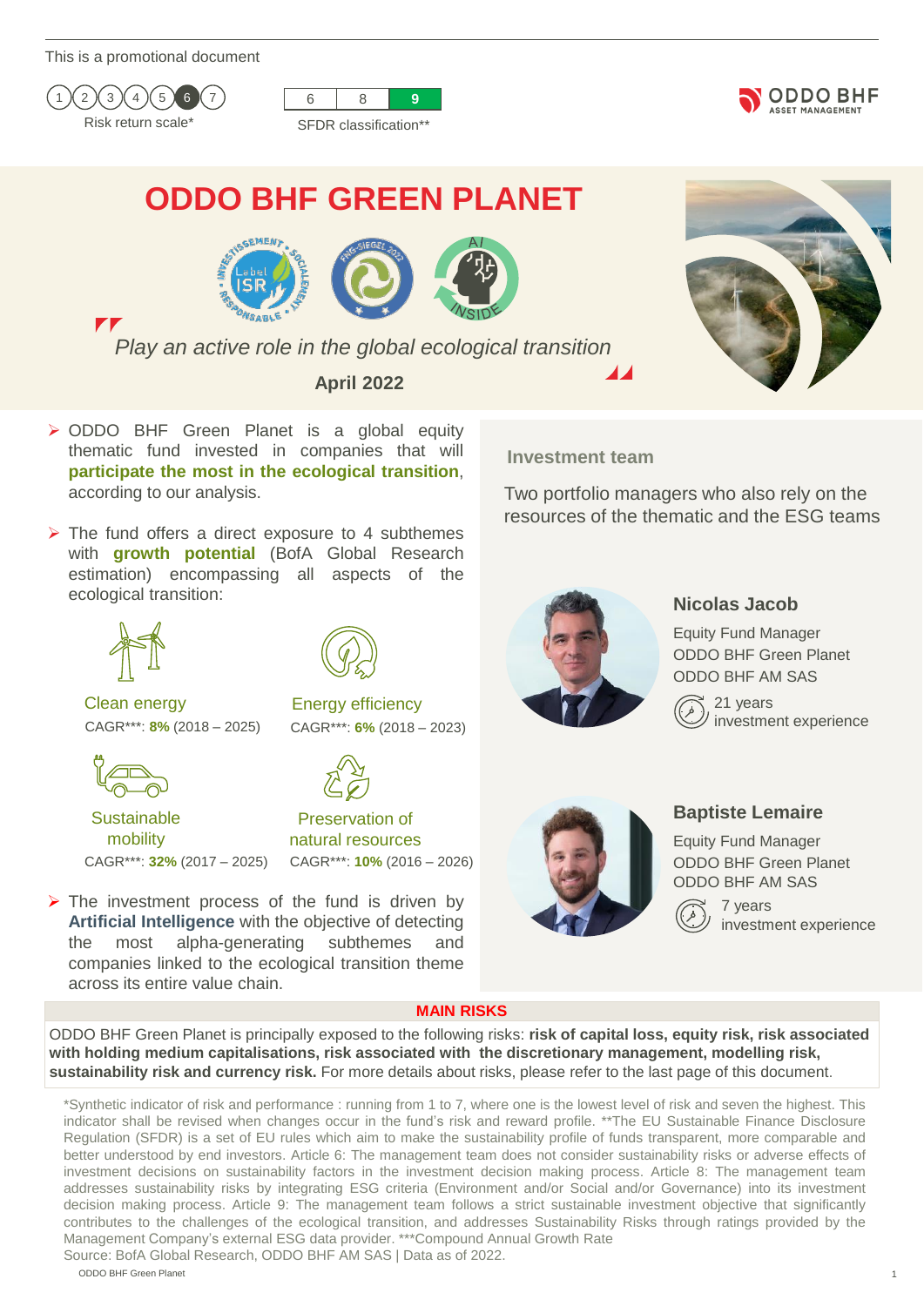This is a promotional document

Risk return scale*: 1 2 3 4 5 **6** 7

SFDR classification**: 6 | 8 | **9**

# ODDO BHF GREEN PLANET

*Play an active role in the global ecological transition*

**April 2022**

- ODDO BHF Green Planet is a global equity thematic fund invested in companies that will **participate the most in the ecological transition**, according to our analysis.
- The fund offers a direct exposure to 4 subthemes with **growth potential** (BofA Global Research estimation) encompassing all aspects of the ecological transition:

| Subtheme | CAGR*** |
|---|---|
| Clean energy | **8%** (2018 – 2025) |
| Energy efficiency | **6%** (2018 – 2023) |
| Sustainable mobility | **32%** (2017 – 2025) |
| Preservation of natural resources | **10%** (2016 – 2026) |

- The investment process of the fund is driven by **Artificial Intelligence** with the objective of detecting the most alpha-generating subthemes and companies linked to the ecological transition theme across its entire value chain.

## Investment team

Two portfolio managers who also rely on the resources of the thematic and the ESG teams

### Nicolas Jacob

Equity Fund Manager
ODDO BHF Green Planet
ODDO BHF AM SAS

21 years investment experience

### Baptiste Lemaire

Equity Fund Manager
ODDO BHF Green Planet
ODDO BHF AM SAS

7 years investment experience

## MAIN RISKS

ODDO BHF Green Planet is principally exposed to the following risks: **risk of capital loss, equity risk, risk associated with holding medium capitalisations, risk associated with the discretionary management, modelling risk, sustainability risk and currency risk.** For more details about risks, please refer to the last page of this document.

*Synthetic indicator of risk and performance : running from 1 to 7, where one is the lowest level of risk and seven the highest. This indicator shall be revised when changes occur in the fund's risk and reward profile. **The EU Sustainable Finance Disclosure Regulation (SFDR) is a set of EU rules which aim to make the sustainability profile of funds transparent, more comparable and better understood by end investors. Article 6: The management team does not consider sustainability risks or adverse effects of investment decisions on sustainability factors in the investment decision making process. Article 8: The management team addresses sustainability risks by integrating ESG criteria (Environment and/or Social and/or Governance) into its investment decision making process. Article 9: The management team follows a strict sustainable investment objective that significantly contributes to the challenges of the ecological transition, and addresses Sustainability Risks through ratings provided by the Management Company's external ESG data provider. ***Compound Annual Growth Rate
Source: BofA Global Research, ODDO BHF AM SAS | Data as of 2022.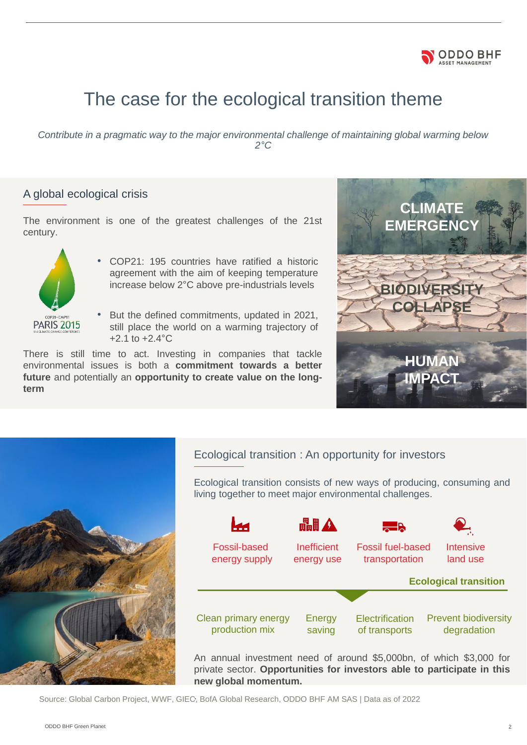# The case for the ecological transition theme

*Contribute in a pragmatic way to the major environmental challenge of maintaining global warming below 2°C*

## A global ecological crisis

The environment is one of the greatest challenges of the 21st century.

- COP21: 195 countries have ratified a historic agreement with the aim of keeping temperature increase below 2°C above pre-industrials levels
- But the defined commitments, updated in 2021, still place the world on a warming trajectory of +2.1 to +2.4°C

There is still time to act. Investing in companies that tackle environmental issues is both a **commitment towards a better future** and potentially an **opportunity to create value on the long-term**

CLIMATE EMERGENCY

BIODIVERSITY COLLAPSE

HUMAN IMPACT

## Ecological transition : An opportunity for investors

Ecological transition consists of new ways of producing, consuming and living together to meet major environmental challenges.

| Fossil-based energy supply | Inefficient energy use | Fossil fuel-based transportation | Intensive land use |
|---|---|---|---|

**Ecological transition**

| Clean primary energy production mix | Energy saving | Electrification of transports | Prevent biodiversity degradation |
|---|---|---|---|

An annual investment need of around $5,000bn, of which $3,000 for private sector. **Opportunities for investors able to participate in this new global momentum.**

Source: Global Carbon Project, WWF, GIEC, BofA Global Research, ODDO BHF AM SAS | Data as of 2022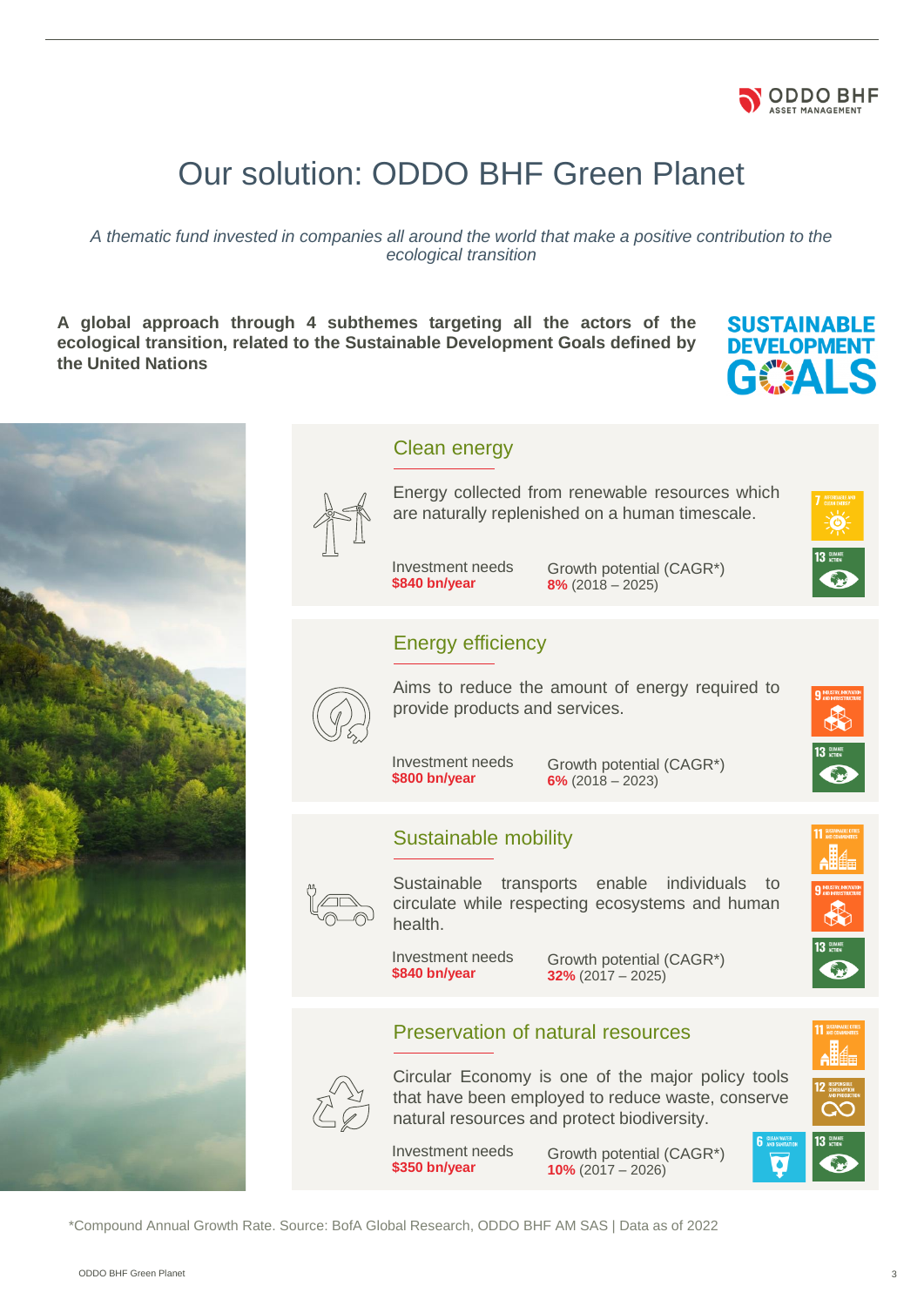# Our solution: ODDO BHF Green Planet

*A thematic fund invested in companies all around the world that make a positive contribution to the ecological transition*

**A global approach through 4 subthemes targeting all the actors of the ecological transition, related to the Sustainable Development Goals defined by the United Nations**

## Clean energy

Energy collected from renewable resources which are naturally replenished on a human timescale.

Investment needs **$840 bn/year**

Growth potential (CAGR*) **8%** (2018 – 2025)

## Energy efficiency

Aims to reduce the amount of energy required to provide products and services.

Investment needs **$800 bn/year**

Growth potential (CAGR*) **6%** (2018 – 2023)

## Sustainable mobility

Sustainable transports enable individuals to circulate while respecting ecosystems and human health.

Investment needs **$840 bn/year**

Growth potential (CAGR*) **32%** (2017 – 2025)

## Preservation of natural resources

Circular Economy is one of the major policy tools that have been employed to reduce waste, conserve natural resources and protect biodiversity.

Investment needs **$350 bn/year**

Growth potential (CAGR*) **10%** (2017 – 2026)

*Compound Annual Growth Rate. Source: BofA Global Research, ODDO BHF AM SAS | Data as of 2022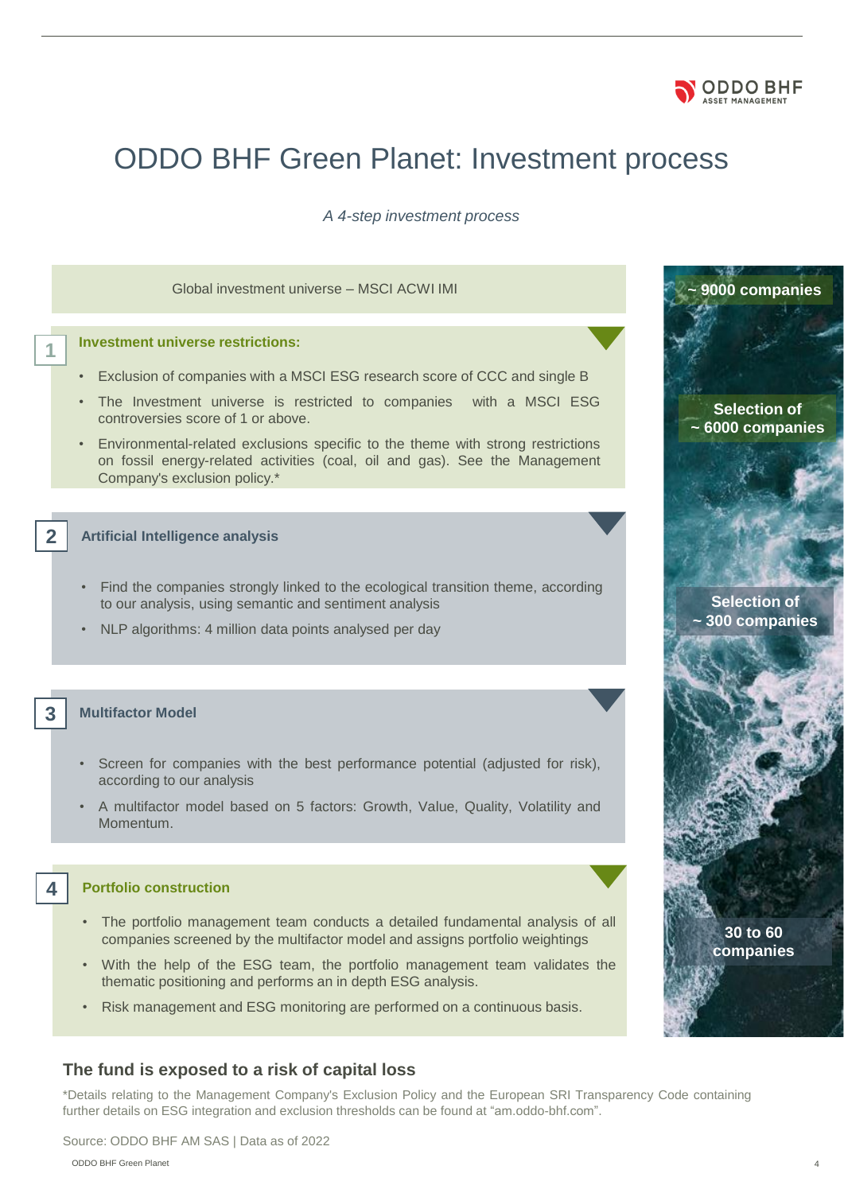# ODDO BHF Green Planet: Investment process

*A 4-step investment process*

Global investment universe – MSCI ACWI IMI

**~ 9000 companies**

## 1 Investment universe restrictions:

- Exclusion of companies with a MSCI ESG research score of CCC and single B
- The Investment universe is restricted to companies with a MSCI ESG controversies score of 1 or above.
- Environmental-related exclusions specific to the theme with strong restrictions on fossil energy-related activities (coal, oil and gas). See the Management Company's exclusion policy.*

**Selection of ~ 6000 companies**

## 2 Artificial Intelligence analysis

- Find the companies strongly linked to the ecological transition theme, according to our analysis, using semantic and sentiment analysis
- NLP algorithms: 4 million data points analysed per day

**Selection of ~ 300 companies**

## 3 Multifactor Model

- Screen for companies with the best performance potential (adjusted for risk), according to our analysis
- A multifactor model based on 5 factors: Growth, Value, Quality, Volatility and Momentum.

## 4 Portfolio construction

- The portfolio management team conducts a detailed fundamental analysis of all companies screened by the multifactor model and assigns portfolio weightings
- With the help of the ESG team, the portfolio management team validates the thematic positioning and performs an in depth ESG analysis.
- Risk management and ESG monitoring are performed on a continuous basis.

**30 to 60 companies**

### The fund is exposed to a risk of capital loss

*Details relating to the Management Company's Exclusion Policy and the European SRI Transparency Code containing further details on ESG integration and exclusion thresholds can be found at "am.oddo-bhf.com".

Source: ODDO BHF AM SAS | Data as of 2022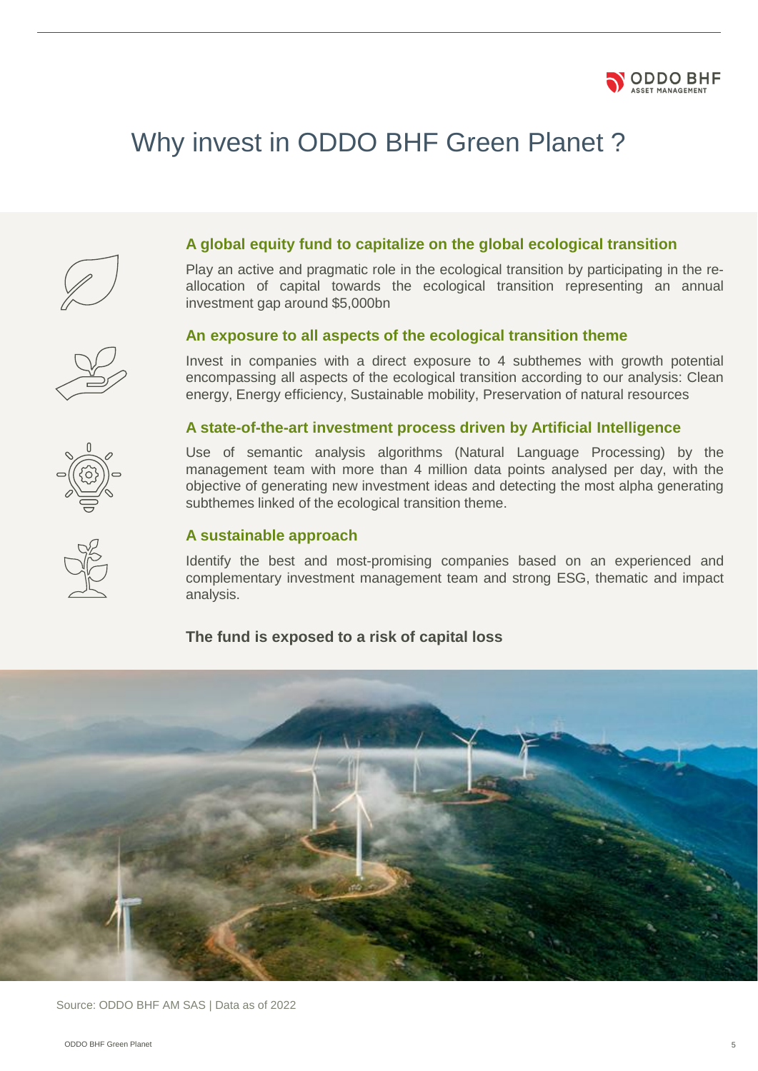# Why invest in ODDO BHF Green Planet ?

### A global equity fund to capitalize on the global ecological transition

Play an active and pragmatic role in the ecological transition by participating in the re-allocation of capital towards the ecological transition representing an annual investment gap around $5,000bn

### An exposure to all aspects of the ecological transition theme

Invest in companies with a direct exposure to 4 subthemes with growth potential encompassing all aspects of the ecological transition according to our analysis: Clean energy, Energy efficiency, Sustainable mobility, Preservation of natural resources

### A state-of-the-art investment process driven by Artificial Intelligence

Use of semantic analysis algorithms (Natural Language Processing) by the management team with more than 4 million data points analysed per day, with the objective of generating new investment ideas and detecting the most alpha generating subthemes linked of the ecological transition theme.

### A sustainable approach

Identify the best and most-promising companies based on an experienced and complementary investment management team and strong ESG, thematic and impact analysis.

**The fund is exposed to a risk of capital loss**

Source: ODDO BHF AM SAS | Data as of 2022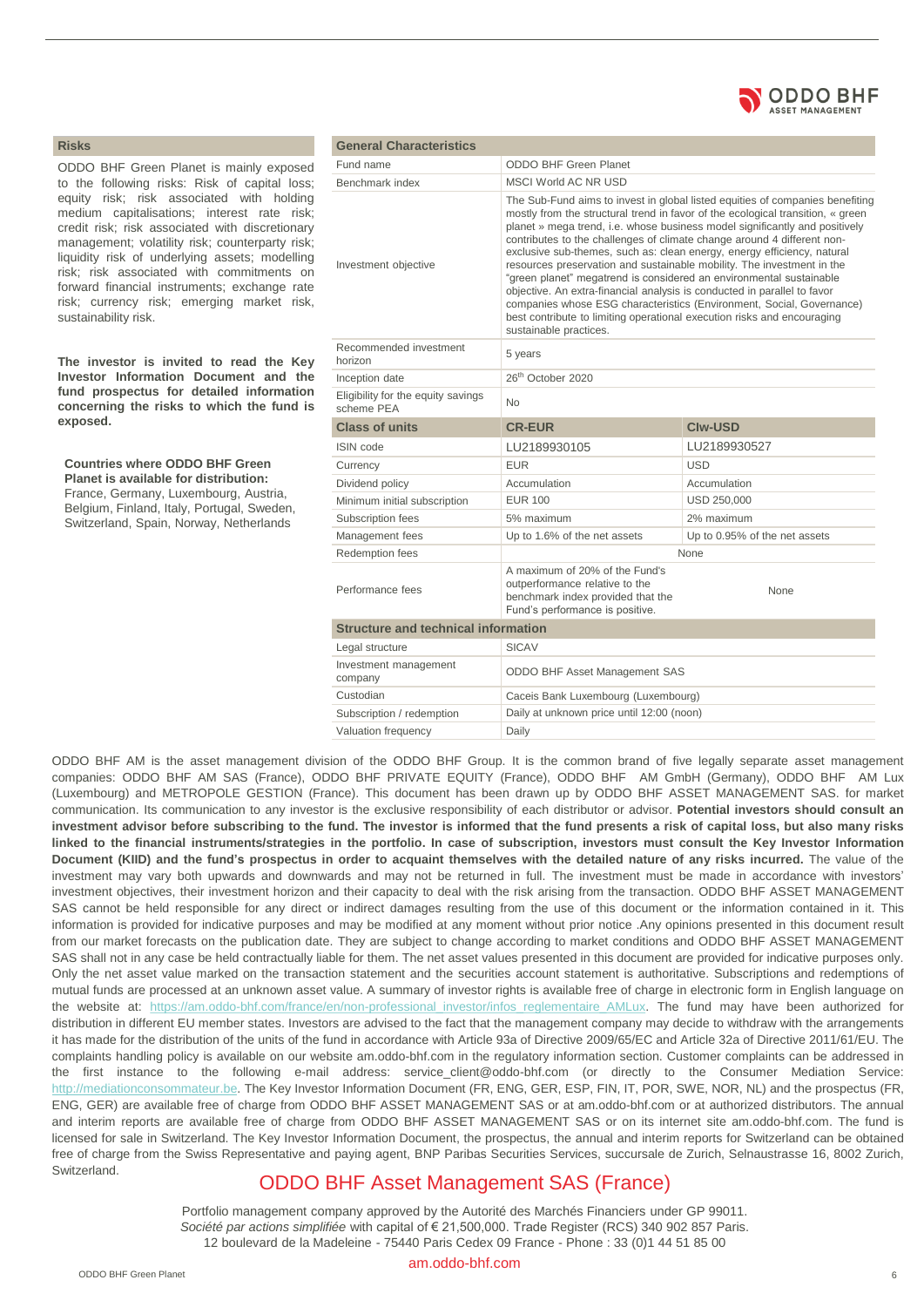## Risks

ODDO BHF Green Planet is mainly exposed to the following risks: Risk of capital loss; equity risk; risk associated with holding medium capitalisations; interest rate risk; credit risk; risk associated with discretionary management; volatility risk; counterparty risk; liquidity risk of underlying assets; modelling risk; risk associated with commitments on forward financial instruments; exchange rate risk; currency risk; emerging market risk, sustainability risk.

**The investor is invited to read the Key Investor Information Document and the fund prospectus for detailed information concerning the risks to which the fund is exposed.**

**Countries where ODDO BHF Green Planet is available for distribution:**
France, Germany, Luxembourg, Austria, Belgium, Finland, Italy, Portugal, Sweden, Switzerland, Spain, Norway, Netherlands

## General Characteristics

| | | |
|---|---|---|
| Fund name | ODDO BHF Green Planet | |
| Benchmark index | MSCI World AC NR USD | |
| Investment objective | The Sub-Fund aims to invest in global listed equities of companies benefiting mostly from the structural trend in favor of the ecological transition, « green planet » mega trend, i.e. whose business model significantly and positively contributes to the challenges of climate change around 4 different non-exclusive sub-themes, such as: clean energy, energy efficiency, natural resources preservation and sustainable mobility. The investment in the "green planet" megatrend is considered an environmental sustainable objective. An extra-financial analysis is conducted in parallel to favor companies whose ESG characteristics (Environment, Social, Governance) best contribute to limiting operational execution risks and encouraging sustainable practices. | |
| Recommended investment horizon | 5 years | |
| Inception date | 26th October 2020 | |
| Eligibility for the equity savings scheme PEA | No | |
| **Class of units** | **CR-EUR** | **CIw-USD** |
| ISIN code | LU2189930105 | LU2189930527 |
| Currency | EUR | USD |
| Dividend policy | Accumulation | Accumulation |
| Minimum initial subscription | EUR 100 | USD 250,000 |
| Subscription fees | 5% maximum | 2% maximum |
| Management fees | Up to 1.6% of the net assets | Up to 0.95% of the net assets |
| Redemption fees | None | |
| Performance fees | A maximum of 20% of the Fund's outperformance relative to the benchmark index provided that the Fund's performance is positive. | None |

## Structure and technical information

| | |
|---|---|
| Legal structure | SICAV |
| Investment management company | ODDO BHF Asset Management SAS |
| Custodian | Caceis Bank Luxembourg (Luxembourg) |
| Subscription / redemption | Daily at unknown price until 12:00 (noon) |
| Valuation frequency | Daily |

ODDO BHF AM is the asset management division of the ODDO BHF Group. It is the common brand of five legally separate asset management companies: ODDO BHF AM SAS (France), ODDO BHF PRIVATE EQUITY (France), ODDO BHF AM GmbH (Germany), ODDO BHF AM Lux (Luxembourg) and METROPOLE GESTION (France). This document has been drawn up by ODDO BHF ASSET MANAGEMENT SAS. for market communication. Its communication to any investor is the exclusive responsibility of each distributor or advisor. **Potential investors should consult an investment advisor before subscribing to the fund. The investor is informed that the fund presents a risk of capital loss, but also many risks linked to the financial instruments/strategies in the portfolio. In case of subscription, investors must consult the Key Investor Information Document (KIID) and the fund's prospectus in order to acquaint themselves with the detailed nature of any risks incurred.** The value of the investment may vary both upwards and downwards and may not be returned in full. The investment must be made in accordance with investors' investment objectives, their investment horizon and their capacity to deal with the risk arising from the transaction. ODDO BHF ASSET MANAGEMENT SAS cannot be held responsible for any direct or indirect damages resulting from the use of this document or the information contained in it. This information is provided for indicative purposes and may be modified at any moment without prior notice .Any opinions presented in this document result from our market forecasts on the publication date. They are subject to change according to market conditions and ODDO BHF ASSET MANAGEMENT SAS shall not in any case be held contractually liable for them. The net asset values presented in this document are provided for indicative purposes only. Only the net asset value marked on the transaction statement and the securities account statement is authoritative. Subscriptions and redemptions of mutual funds are processed at an unknown asset value. A summary of investor rights is available free of charge in electronic form in English language on the website at: https://am.oddo-bhf.com/france/en/non-professional_investor/infos_reglementaire_AMLux. The fund may have been authorized for distribution in different EU member states. Investors are advised to the fact that the management company may decide to withdraw with the arrangements it has made for the distribution of the units of the fund in accordance with Article 93a of Directive 2009/65/EC and Article 32a of Directive 2011/61/EU. The complaints handling policy is available on our website am.oddo-bhf.com in the regulatory information section. Customer complaints can be addressed in the first instance to the following e-mail address: service_client@oddo-bhf.com (or directly to the Consumer Mediation Service: http://mediationconsommateur.be. The Key Investor Information Document (FR, ENG, GER, ESP, FIN, IT, POR, SWE, NOR, NL) and the prospectus (FR, ENG, GER) are available free of charge from ODDO BHF ASSET MANAGEMENT SAS or at am.oddo-bhf.com or at authorized distributors. The annual and interim reports are available free of charge from ODDO BHF ASSET MANAGEMENT SAS or on its internet site am.oddo-bhf.com. The fund is licensed for sale in Switzerland. The Key Investor Information Document, the prospectus, the annual and interim reports for Switzerland can be obtained free of charge from the Swiss Representative and paying agent, BNP Paribas Securities Services, succursale de Zurich, Selnaustrasse 16, 8002 Zurich, Switzerland.

## ODDO BHF Asset Management SAS (France)

Portfolio management company approved by the Autorité des Marchés Financiers under GP 99011.
*Société par actions simplifiée* with capital of € 21,500,000. Trade Register (RCS) 340 902 857 Paris.
12 boulevard de la Madeleine - 75440 Paris Cedex 09 France - Phone : 33 (0)1 44 51 85 00

am.oddo-bhf.com